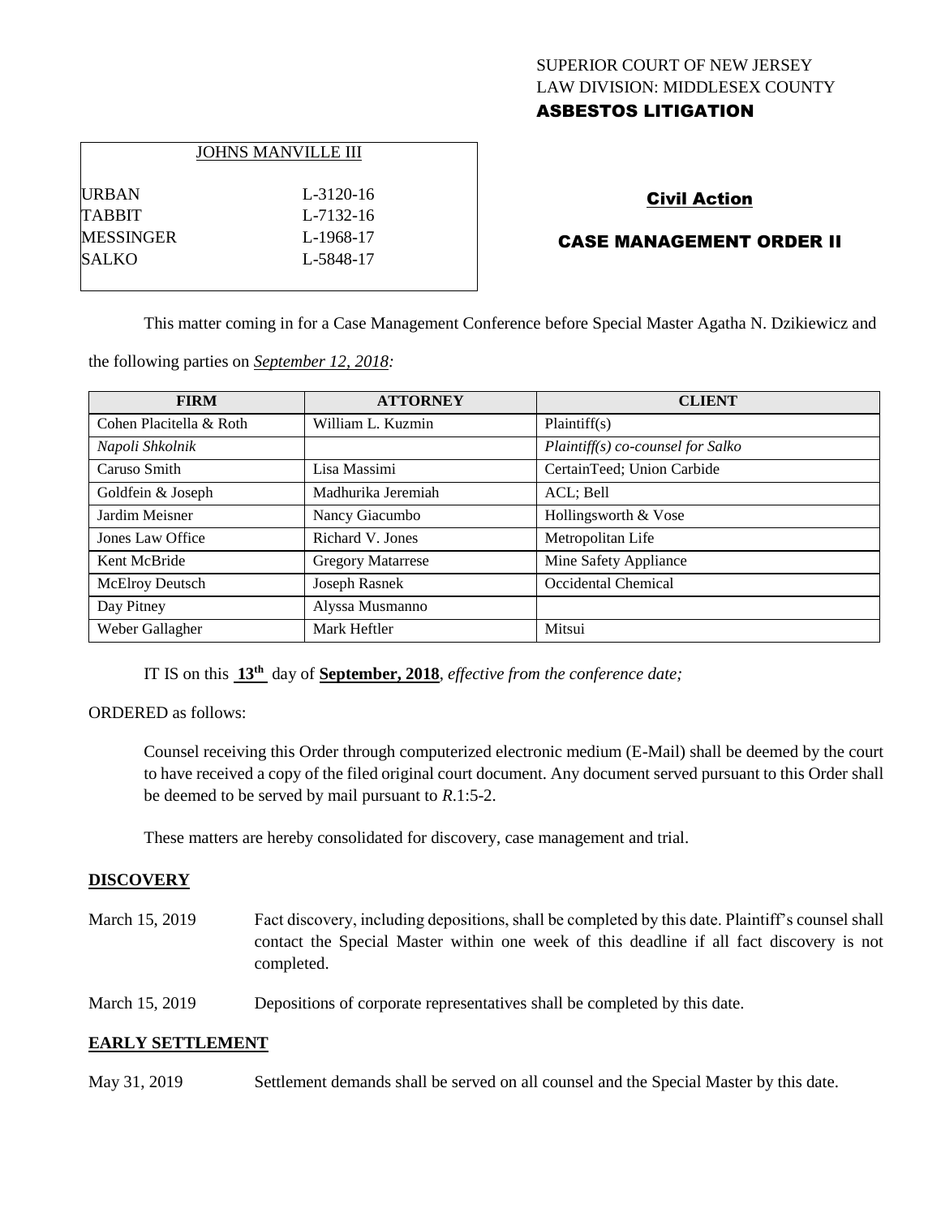SUPERIOR COURT OF NEW JERSEY
LAW DIVISION: MIDDLESEX COUNTY
**ASBESTOS LITIGATION**

| JOHNS MANVILLE III | |
|---|---|
| URBAN | L-3120-16 |
| TABBIT | L-7132-16 |
| MESSINGER | L-1968-17 |
| SALKO | L-5848-17 |

**Civil Action**

**CASE MANAGEMENT ORDER II**

This matter coming in for a Case Management Conference before Special Master Agatha N. Dzikiewicz and the following parties on *September 12, 2018:*

| FIRM | ATTORNEY | CLIENT |
|---|---|---|
| Cohen Placitella & Roth | William L. Kuzmin | Plaintiff(s) |
| *Napoli Shkolnik* | | *Plaintiff(s) co-counsel for Salko* |
| Caruso Smith | Lisa Massimi | CertainTeed; Union Carbide |
| Goldfein & Joseph | Madhurika Jeremiah | ACL; Bell |
| Jardim Meisner | Nancy Giacumbo | Hollingsworth & Vose |
| Jones Law Office | Richard V. Jones | Metropolitan Life |
| Kent McBride | Gregory Matarrese | Mine Safety Appliance |
| McElroy Deutsch | Joseph Rasnek | Occidental Chemical |
| Day Pitney | Alyssa Musmanno | |
| Weber Gallagher | Mark Heftler | Mitsui |

IT IS on this **13th** day of **September, 2018**, *effective from the conference date;*

ORDERED as follows:

Counsel receiving this Order through computerized electronic medium (E-Mail) shall be deemed by the court to have received a copy of the filed original court document. Any document served pursuant to this Order shall be deemed to be served by mail pursuant to *R*.1:5-2.

These matters are hereby consolidated for discovery, case management and trial.

**DISCOVERY**

March 15, 2019 — Fact discovery, including depositions, shall be completed by this date. Plaintiff's counsel shall contact the Special Master within one week of this deadline if all fact discovery is not completed.

March 15, 2019 — Depositions of corporate representatives shall be completed by this date.

**EARLY SETTLEMENT**

May 31, 2019 — Settlement demands shall be served on all counsel and the Special Master by this date.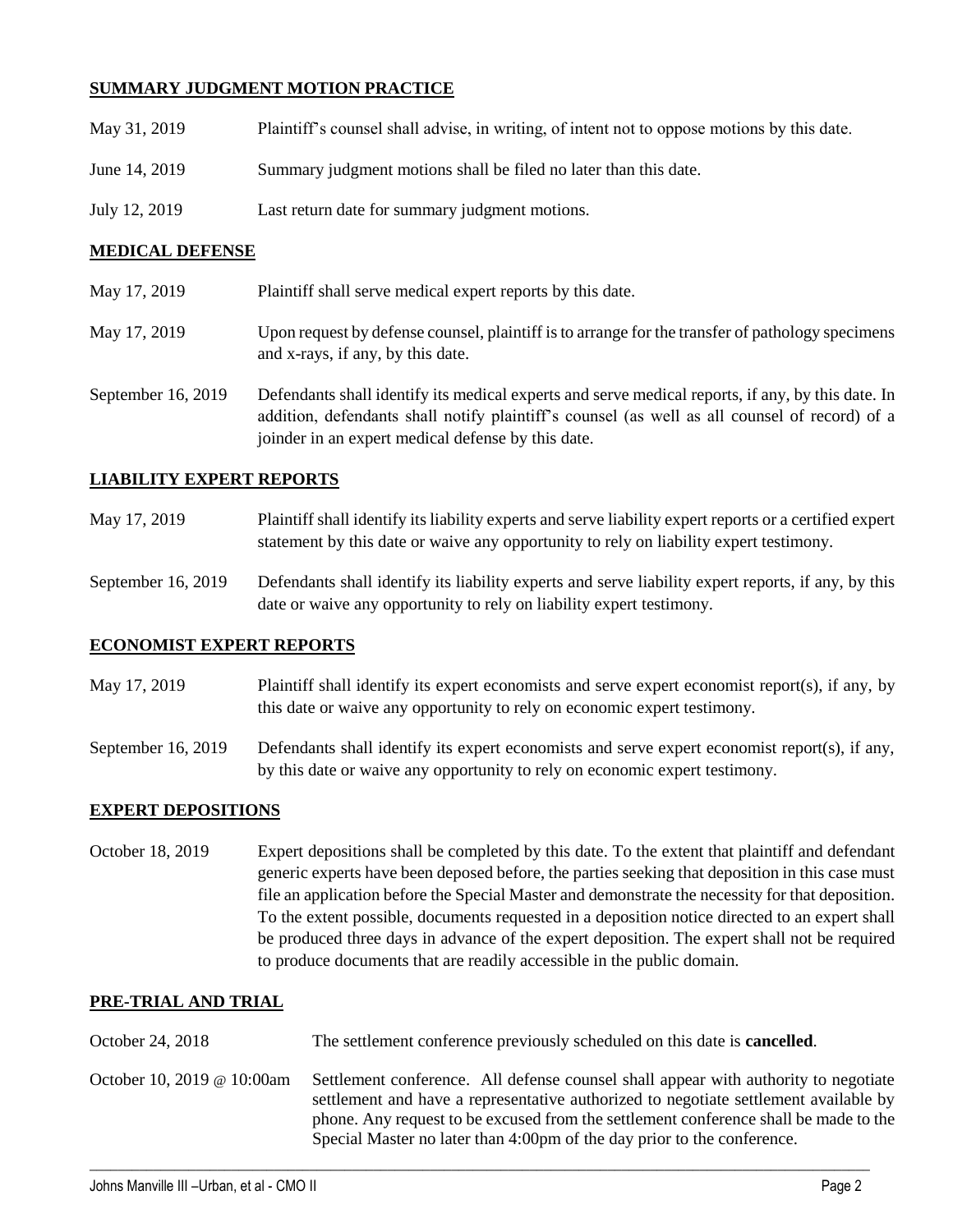## SUMMARY JUDGMENT MOTION PRACTICE

| | |
|---|---|
| May 31, 2019 | Plaintiff's counsel shall advise, in writing, of intent not to oppose motions by this date. |
| June 14, 2019 | Summary judgment motions shall be filed no later than this date. |
| July 12, 2019 | Last return date for summary judgment motions. |

## MEDICAL DEFENSE

| | |
|---|---|
| May 17, 2019 | Plaintiff shall serve medical expert reports by this date. |
| May 17, 2019 | Upon request by defense counsel, plaintiff is to arrange for the transfer of pathology specimens and x-rays, if any, by this date. |
| September 16, 2019 | Defendants shall identify its medical experts and serve medical reports, if any, by this date. In addition, defendants shall notify plaintiff's counsel (as well as all counsel of record) of a joinder in an expert medical defense by this date. |

## LIABILITY EXPERT REPORTS

| | |
|---|---|
| May 17, 2019 | Plaintiff shall identify its liability experts and serve liability expert reports or a certified expert statement by this date or waive any opportunity to rely on liability expert testimony. |
| September 16, 2019 | Defendants shall identify its liability experts and serve liability expert reports, if any, by this date or waive any opportunity to rely on liability expert testimony. |

## ECONOMIST EXPERT REPORTS

| | |
|---|---|
| May 17, 2019 | Plaintiff shall identify its expert economists and serve expert economist report(s), if any, by this date or waive any opportunity to rely on economic expert testimony. |
| September 16, 2019 | Defendants shall identify its expert economists and serve expert economist report(s), if any, by this date or waive any opportunity to rely on economic expert testimony. |

## EXPERT DEPOSITIONS

| | |
|---|---|
| October 18, 2019 | Expert depositions shall be completed by this date. To the extent that plaintiff and defendant generic experts have been deposed before, the parties seeking that deposition in this case must file an application before the Special Master and demonstrate the necessity for that deposition. To the extent possible, documents requested in a deposition notice directed to an expert shall be produced three days in advance of the expert deposition. The expert shall not be required to produce documents that are readily accessible in the public domain. |

## PRE-TRIAL AND TRIAL

| | |
|---|---|
| October 24, 2018 | The settlement conference previously scheduled on this date is **cancelled**. |
| October 10, 2019 @ 10:00am | Settlement conference. All defense counsel shall appear with authority to negotiate settlement and have a representative authorized to negotiate settlement available by phone. Any request to be excused from the settlement conference shall be made to the Special Master no later than 4:00pm of the day prior to the conference. |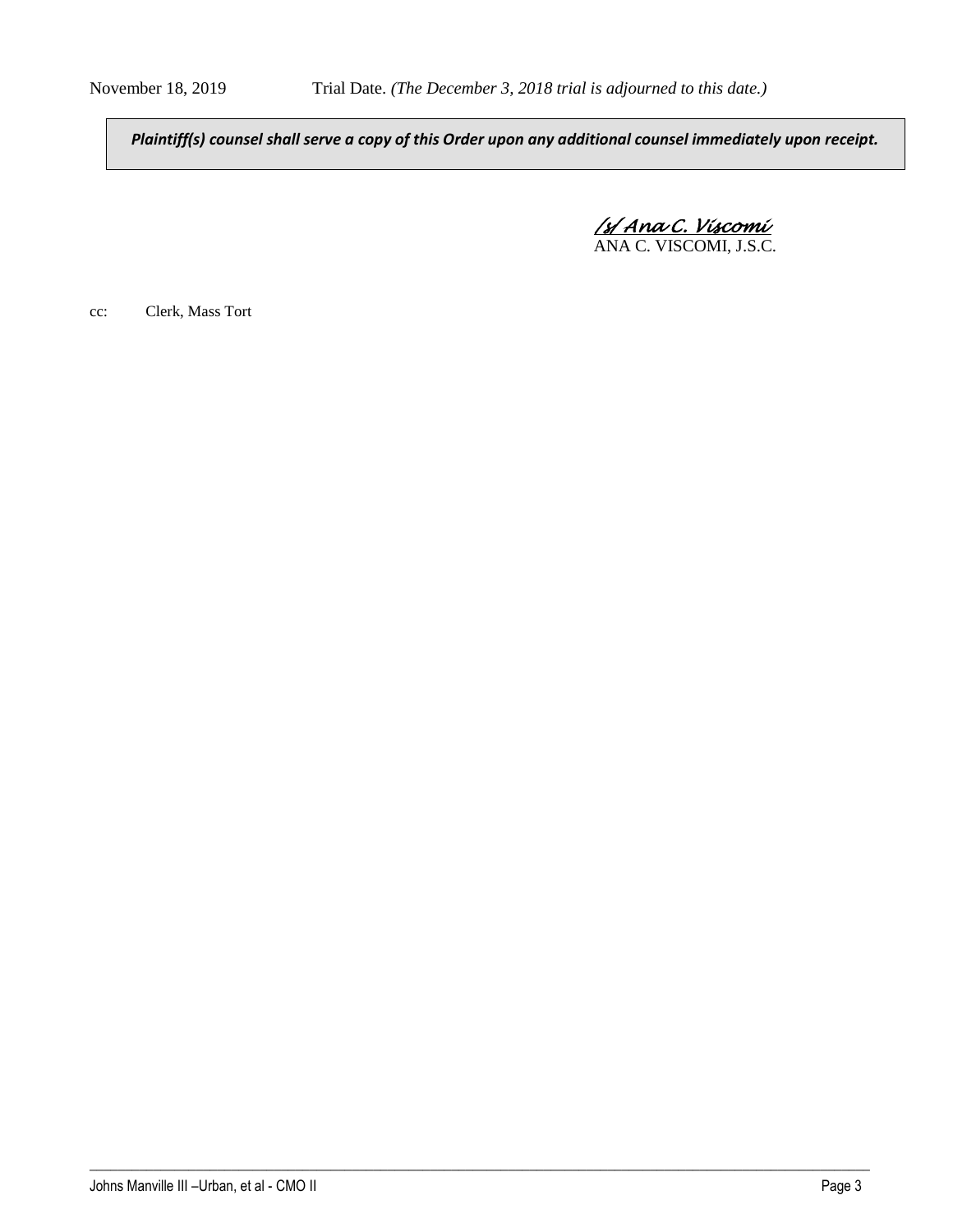November 18, 2019 Trial Date. *(The December 3, 2018 trial is adjourned to this date.)*

***Plaintiff(s) counsel shall serve a copy of this Order upon any additional counsel immediately upon receipt.***

*/s/ Ana C. Viscomi*
ANA C. VISCOMI, J.S.C.

cc: Clerk, Mass Tort